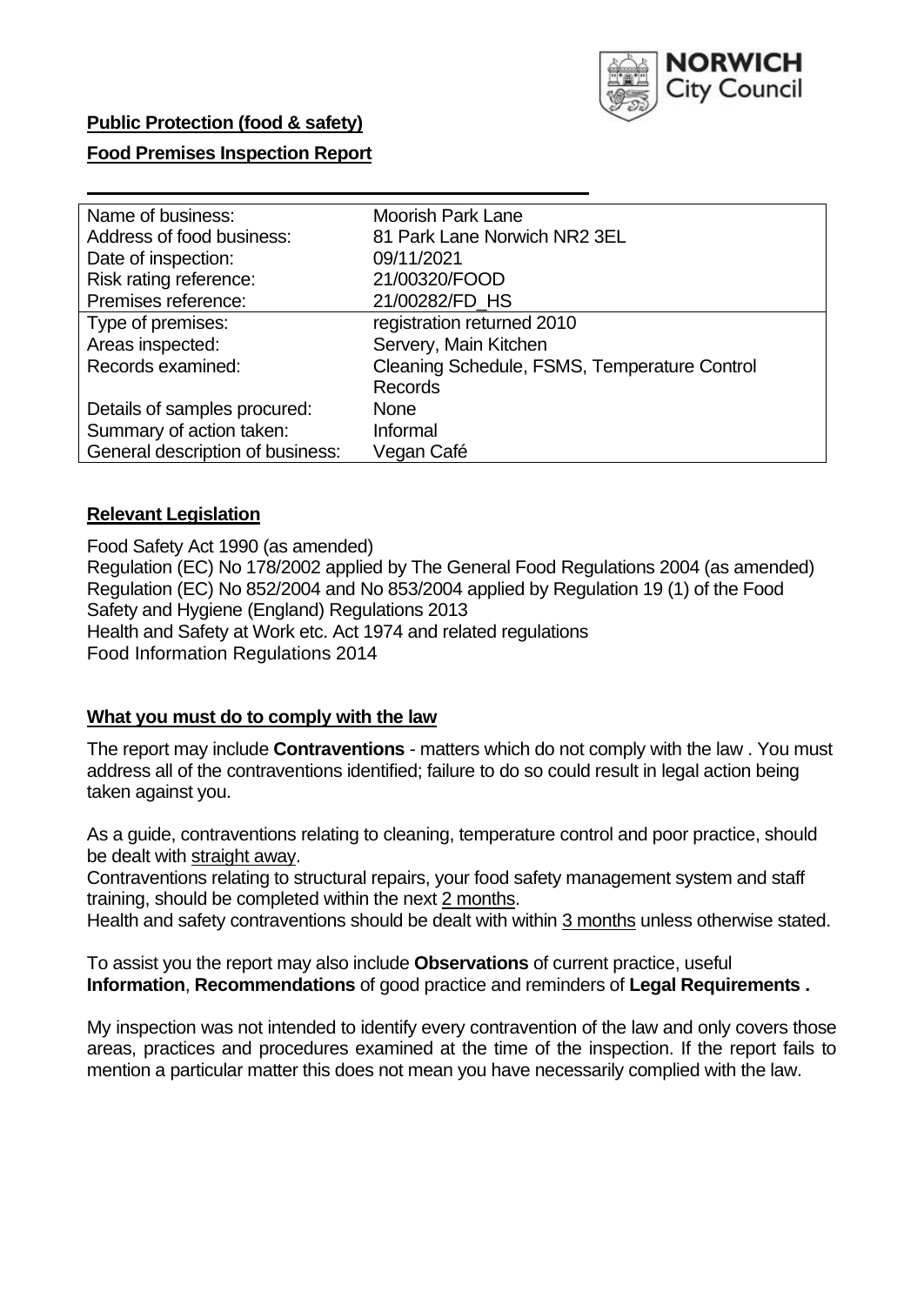**Public Protection (food & safety)**

**Food Premises Inspection Report**

| Name of business: | Moorish Park Lane |
|---|---|
| Address of food business: | 81 Park Lane Norwich NR2 3EL |
| Date of inspection: | 09/11/2021 |
| Risk rating reference: | 21/00320/FOOD |
| Premises reference: | 21/00282/FD_HS |
| Type of premises: | registration returned 2010 |
| Areas inspected: | Servery, Main Kitchen |
| Records examined: | Cleaning Schedule, FSMS, Temperature Control Records |
| Details of samples procured: | None |
| Summary of action taken: | Informal |
| General description of business: | Vegan Café |

## **Relevant Legislation**

Food Safety Act 1990 (as amended)
Regulation (EC) No 178/2002 applied by The General Food Regulations 2004 (as amended)
Regulation (EC) No 852/2004 and No 853/2004 applied by Regulation 19 (1) of the Food Safety and Hygiene (England) Regulations 2013
Health and Safety at Work etc. Act 1974 and related regulations
Food Information Regulations 2014

## **What you must do to comply with the law**

The report may include **Contraventions** - matters which do not comply with the law . You must address all of the contraventions identified; failure to do so could result in legal action being taken against you.

As a guide, contraventions relating to cleaning, temperature control and poor practice, should be dealt with straight away.

Contraventions relating to structural repairs, your food safety management system and staff training, should be completed within the next 2 months.

Health and safety contraventions should be dealt with within 3 months unless otherwise stated.

To assist you the report may also include **Observations** of current practice, useful **Information**, **Recommendations** of good practice and reminders of **Legal Requirements .**

My inspection was not intended to identify every contravention of the law and only covers those areas, practices and procedures examined at the time of the inspection. If the report fails to mention a particular matter this does not mean you have necessarily complied with the law.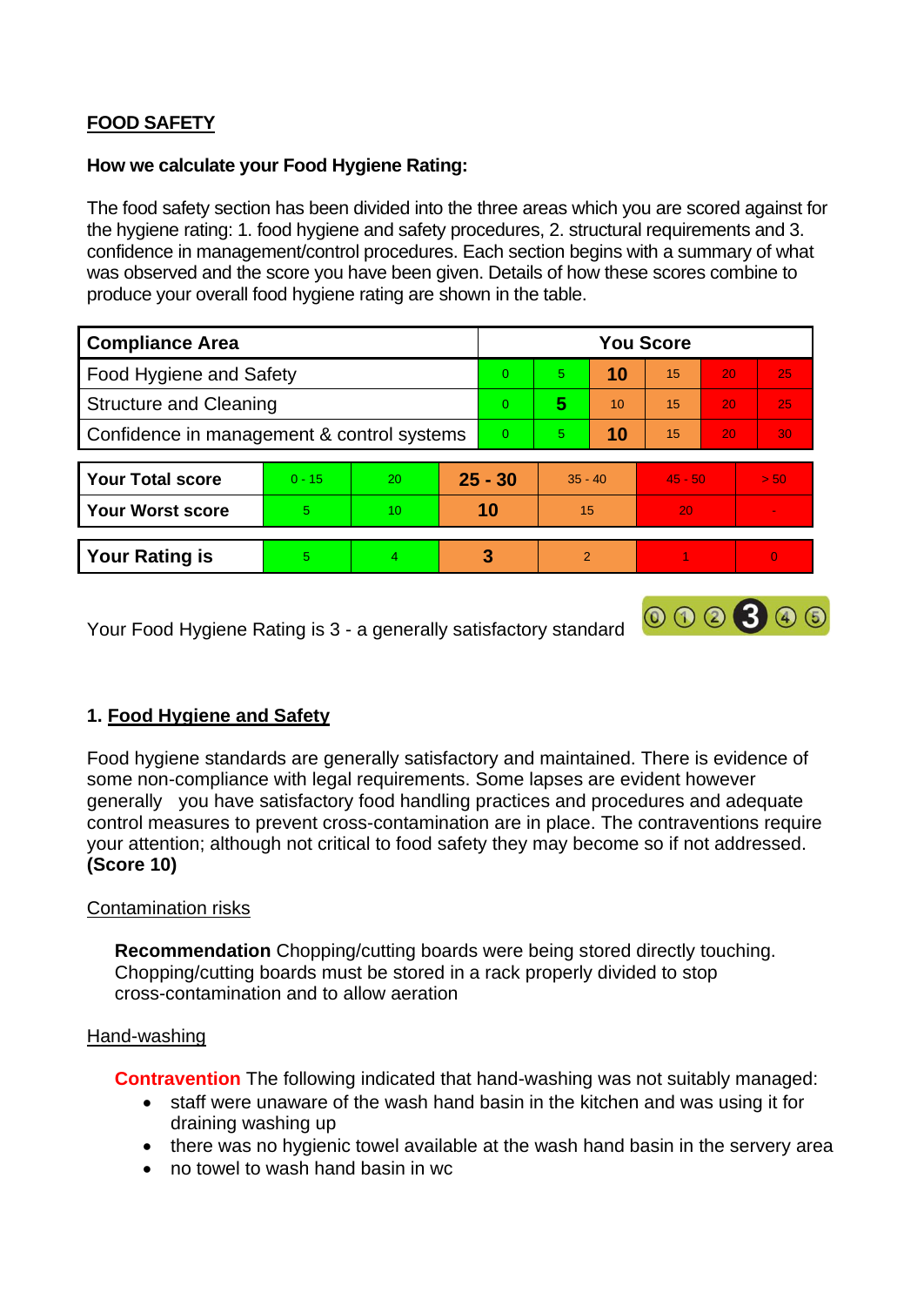## FOOD SAFETY

**How we calculate your Food Hygiene Rating:**

The food safety section has been divided into the three areas which you are scored against for the hygiene rating: 1. food hygiene and safety procedures, 2. structural requirements and 3. confidence in management/control procedures. Each section begins with a summary of what was observed and the score you have been given. Details of how these scores combine to produce your overall food hygiene rating are shown in the table.

| Compliance Area | You Score | | | | | |
|---|---|---|---|---|---|---|
| Food Hygiene and Safety | 0 | 5 | **10** | 15 | 20 | 25 |
| Structure and Cleaning | 0 | **5** | 10 | 15 | 20 | 25 |
| Confidence in management & control systems | 0 | 5 | **10** | 15 | 20 | 30 |

| | | | | | | |
|---|---|---|---|---|---|---|
| **Your Total score** | 0 - 15 | 20 | **25 - 30** | 35 - 40 | 45 - 50 | > 50 |
| **Your Worst score** | 5 | 10 | **10** | 15 | 20 | - |

| | | | | | | |
|---|---|---|---|---|---|---|
| **Your Rating is** | 5 | 4 | **3** | 2 | 1 | 0 |

Your Food Hygiene Rating is 3 - a generally satisfactory standard

### 1. Food Hygiene and Safety

Food hygiene standards are generally satisfactory and maintained. There is evidence of some non-compliance with legal requirements. Some lapses are evident however generally you have satisfactory food handling practices and procedures and adequate control measures to prevent cross-contamination are in place. The contraventions require your attention; although not critical to food safety they may become so if not addressed. **(Score 10)**

Contamination risks

**Recommendation** Chopping/cutting boards were being stored directly touching. Chopping/cutting boards must be stored in a rack properly divided to stop cross-contamination and to allow aeration

Hand-washing

**Contravention** The following indicated that hand-washing was not suitably managed:

- staff were unaware of the wash hand basin in the kitchen and was using it for draining washing up
- there was no hygienic towel available at the wash hand basin in the servery area
- no towel to wash hand basin in wc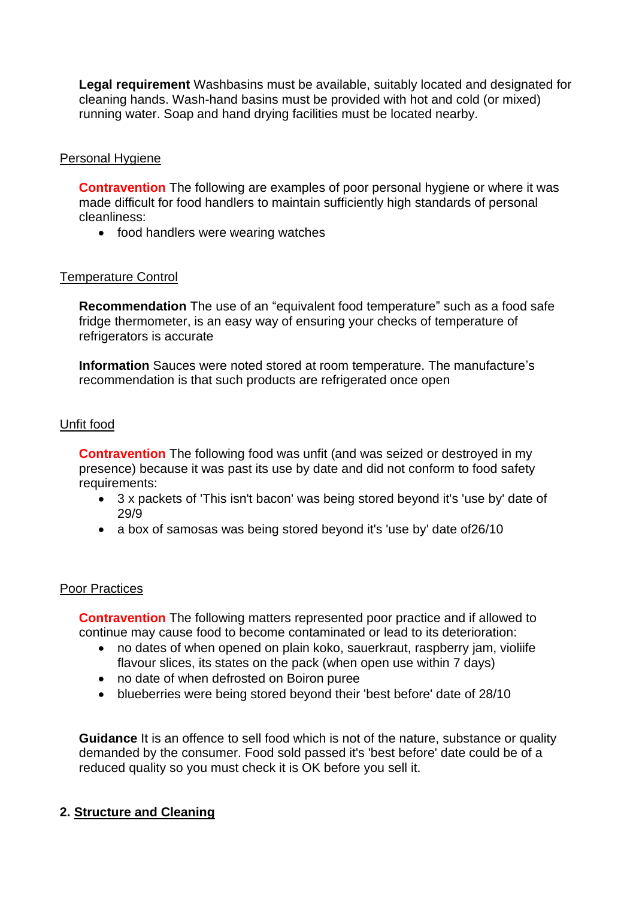**Legal requirement** Washbasins must be available, suitably located and designated for cleaning hands. Wash-hand basins must be provided with hot and cold (or mixed) running water. Soap and hand drying facilities must be located nearby.

Personal Hygiene

**Contravention** The following are examples of poor personal hygiene or where it was made difficult for food handlers to maintain sufficiently high standards of personal cleanliness:

- food handlers were wearing watches

Temperature Control

**Recommendation** The use of an "equivalent food temperature" such as a food safe fridge thermometer, is an easy way of ensuring your checks of temperature of refrigerators is accurate

**Information** Sauces were noted stored at room temperature. The manufacture's recommendation is that such products are refrigerated once open

Unfit food

**Contravention** The following food was unfit (and was seized or destroyed in my presence) because it was past its use by date and did not conform to food safety requirements:

- 3 x packets of 'This isn't bacon' was being stored beyond it's 'use by' date of 29/9
- a box of samosas was being stored beyond it's 'use by' date of26/10

Poor Practices

**Contravention** The following matters represented poor practice and if allowed to continue may cause food to become contaminated or lead to its deterioration:

- no dates of when opened on plain koko, sauerkraut, raspberry jam, violiife flavour slices, its states on the pack (when open use within 7 days)
- no date of when defrosted on Boiron puree
- blueberries were being stored beyond their 'best before' date of 28/10

**Guidance** It is an offence to sell food which is not of the nature, substance or quality demanded by the consumer. Food sold passed it's 'best before' date could be of a reduced quality so you must check it is OK before you sell it.

## 2. Structure and Cleaning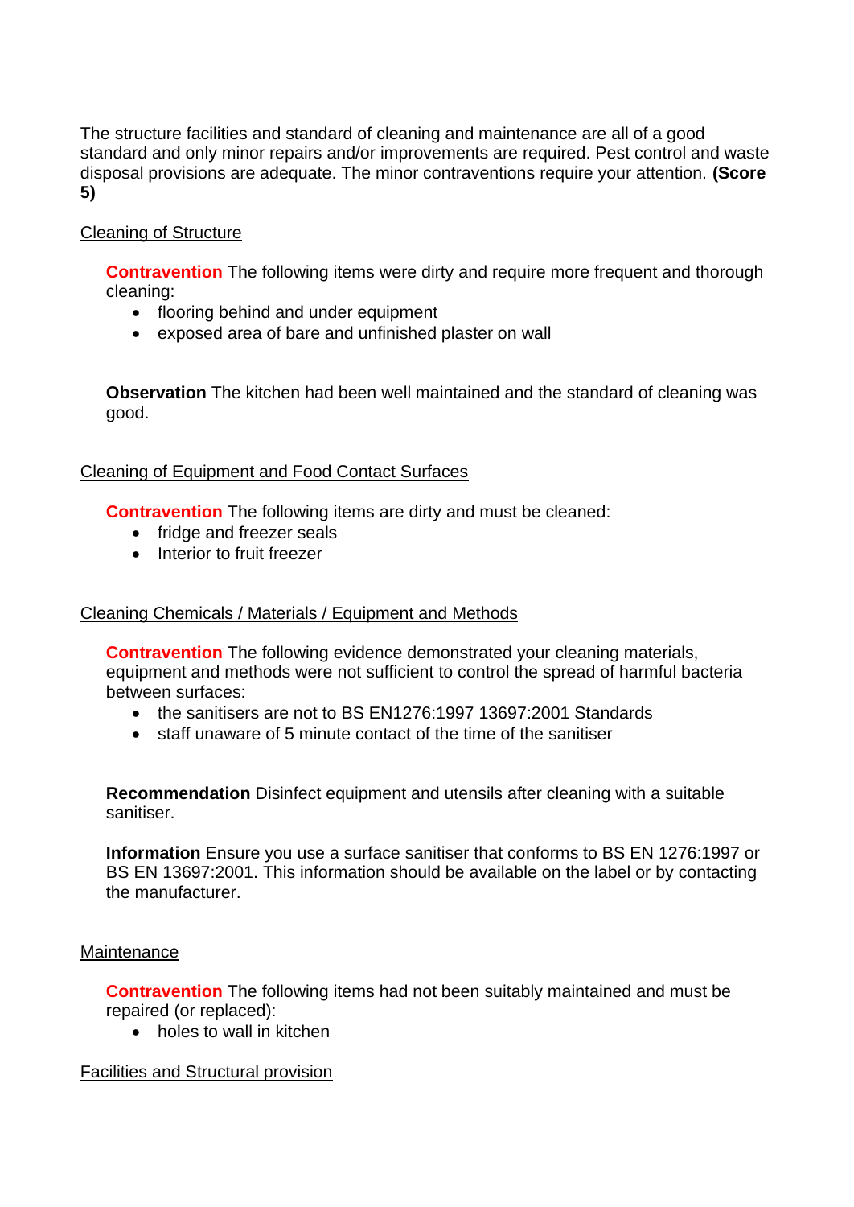The structure facilities and standard of cleaning and maintenance are all of a good standard and only minor repairs and/or improvements are required. Pest control and waste disposal provisions are adequate. The minor contraventions require your attention. **(Score 5)**

<u>Cleaning of Structure</u>

**Contravention** The following items were dirty and require more frequent and thorough cleaning:

- flooring behind and under equipment
- exposed area of bare and unfinished plaster on wall

**Observation** The kitchen had been well maintained and the standard of cleaning was good.

<u>Cleaning of Equipment and Food Contact Surfaces</u>

**Contravention** The following items are dirty and must be cleaned:

- fridge and freezer seals
- Interior to fruit freezer

<u>Cleaning Chemicals / Materials / Equipment and Methods</u>

**Contravention** The following evidence demonstrated your cleaning materials, equipment and methods were not sufficient to control the spread of harmful bacteria between surfaces:

- the sanitisers are not to BS EN1276:1997 13697:2001 Standards
- staff unaware of 5 minute contact of the time of the sanitiser

**Recommendation** Disinfect equipment and utensils after cleaning with a suitable sanitiser.

**Information** Ensure you use a surface sanitiser that conforms to BS EN 1276:1997 or BS EN 13697:2001. This information should be available on the label or by contacting the manufacturer.

<u>Maintenance</u>

**Contravention** The following items had not been suitably maintained and must be repaired (or replaced):

- holes to wall in kitchen

<u>Facilities and Structural provision</u>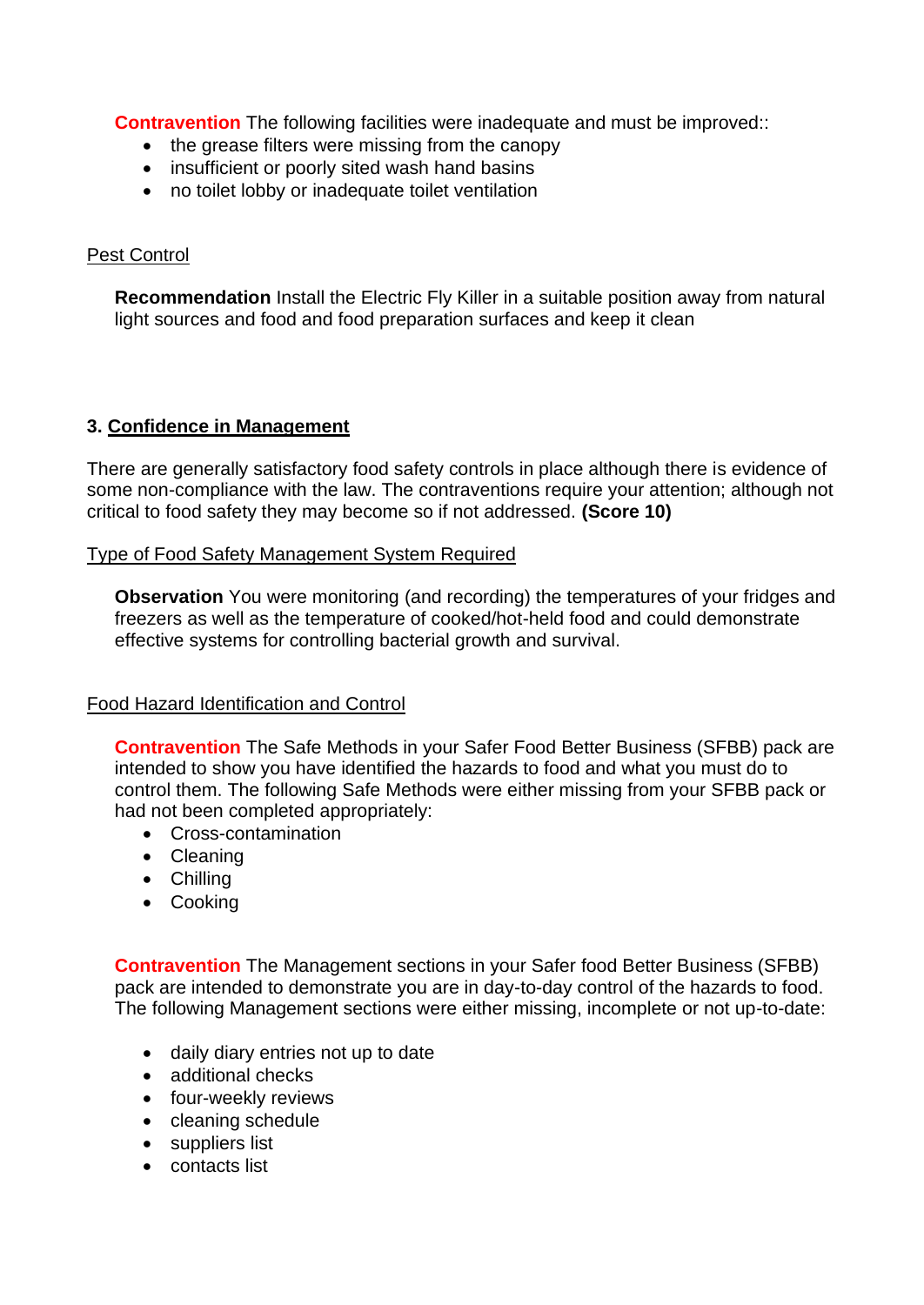**Contravention** The following facilities were inadequate and must be improved::

- the grease filters were missing from the canopy
- insufficient or poorly sited wash hand basins
- no toilet lobby or inadequate toilet ventilation

Pest Control

**Recommendation** Install the Electric Fly Killer in a suitable position away from natural light sources and food and food preparation surfaces and keep it clean

### 3. Confidence in Management

There are generally satisfactory food safety controls in place although there is evidence of some non-compliance with the law. The contraventions require your attention; although not critical to food safety they may become so if not addressed. **(Score 10)**

Type of Food Safety Management System Required

**Observation** You were monitoring (and recording) the temperatures of your fridges and freezers as well as the temperature of cooked/hot-held food and could demonstrate effective systems for controlling bacterial growth and survival.

Food Hazard Identification and Control

**Contravention** The Safe Methods in your Safer Food Better Business (SFBB) pack are intended to show you have identified the hazards to food and what you must do to control them. The following Safe Methods were either missing from your SFBB pack or had not been completed appropriately:

- Cross-contamination
- Cleaning
- Chilling
- Cooking

**Contravention** The Management sections in your Safer food Better Business (SFBB) pack are intended to demonstrate you are in day-to-day control of the hazards to food. The following Management sections were either missing, incomplete or not up-to-date:

- daily diary entries not up to date
- additional checks
- four-weekly reviews
- cleaning schedule
- suppliers list
- contacts list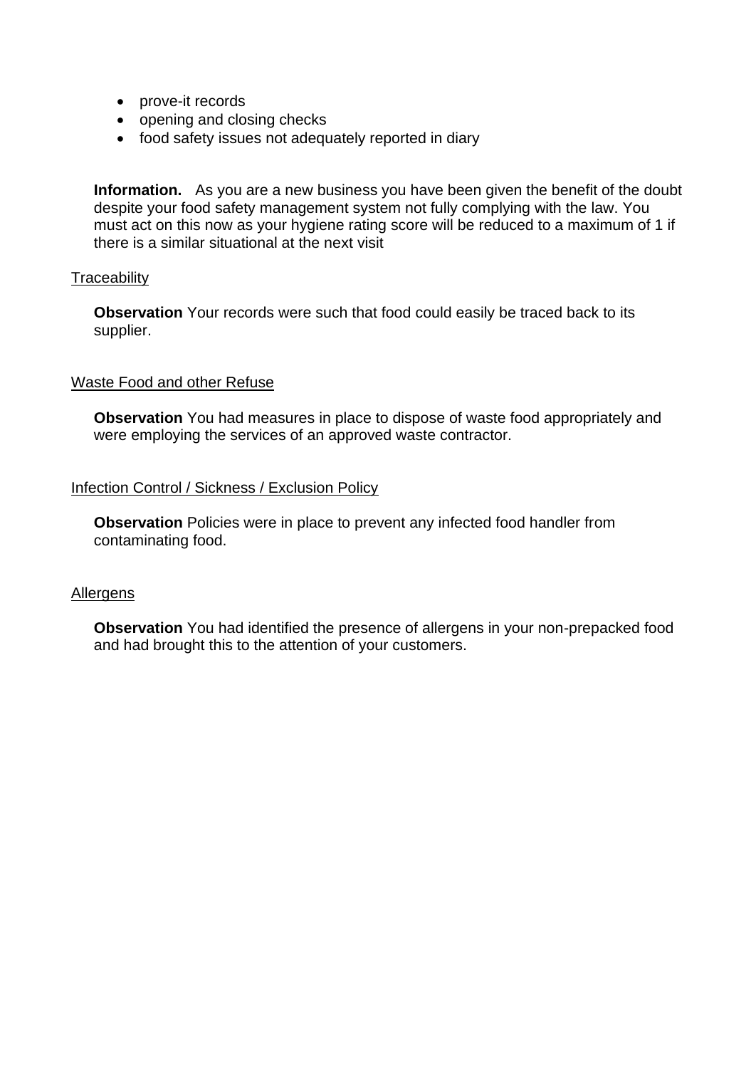- prove-it records
- opening and closing checks
- food safety issues not adequately reported in diary

**Information.** As you are a new business you have been given the benefit of the doubt despite your food safety management system not fully complying with the law. You must act on this now as your hygiene rating score will be reduced to a maximum of 1 if there is a similar situational at the next visit

<u>Traceability</u>

**Observation** Your records were such that food could easily be traced back to its supplier.

<u>Waste Food and other Refuse</u>

**Observation** You had measures in place to dispose of waste food appropriately and were employing the services of an approved waste contractor.

<u>Infection Control / Sickness / Exclusion Policy</u>

**Observation** Policies were in place to prevent any infected food handler from contaminating food.

<u>Allergens</u>

**Observation** You had identified the presence of allergens in your non-prepacked food and had brought this to the attention of your customers.